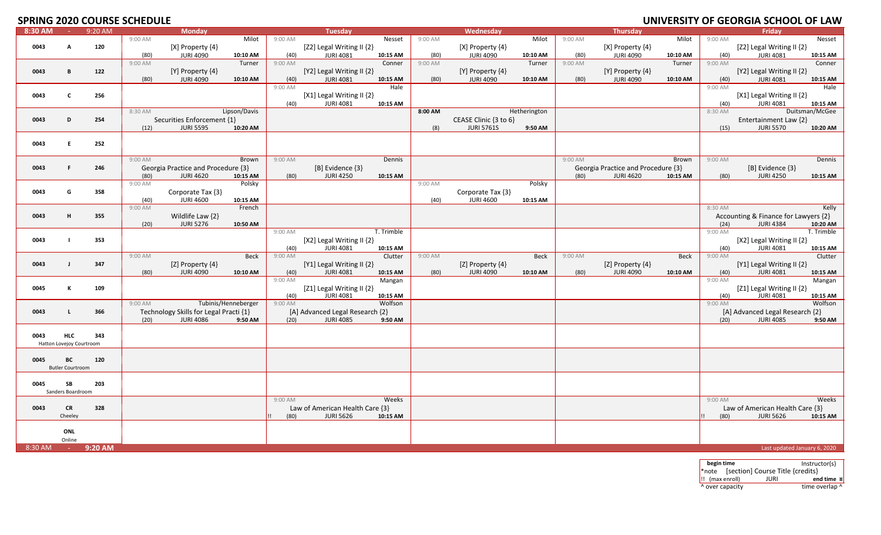# SPRING 2020 COURSE SCHEDULE

# UNIVERSITY OF GEORGIA SCHOOL OF LAW

| 8:30 AM - 9:20 AM | | | Monday | Tuesday | Wednesday | Thursday | Friday |
|---|---|---|---|---|---|---|---|
| 0043 | A | 120 | 9:00 AM Milot [X] Property {4} (80) JURI 4090 10:10 AM | 9:00 AM Nesset [Z2] Legal Writing II {2} (40) JURI 4081 10:15 AM | 9:00 AM Milot [X] Property {4} (80) JURI 4090 10:10 AM | 9:00 AM Milot [X] Property {4} (80) JURI 4090 10:10 AM | 9:00 AM Nesset [Z2] Legal Writing II {2} (40) JURI 4081 10:15 AM |
| 0043 | B | 122 | 9:00 AM Turner [Y] Property {4} (80) JURI 4090 10:10 AM | 9:00 AM Conner [Y2] Legal Writing II {2} (40) JURI 4081 10:15 AM | 9:00 AM Turner [Y] Property {4} (80) JURI 4090 10:10 AM | 9:00 AM Turner [Y] Property {4} (80) JURI 4090 10:10 AM | 9:00 AM Conner [Y2] Legal Writing II {2} (40) JURI 4081 10:15 AM |
| 0043 | C | 256 | | 9:00 AM Hale [X1] Legal Writing II {2} (40) JURI 4081 10:15 AM | | | 9:00 AM Hale [X1] Legal Writing II {2} (40) JURI 4081 10:15 AM |
| 0043 | D | 254 | 8:30 AM Lipson/Davis Securities Enforcement {1} (12) JURI 5595 10:20 AM | | **8:00 AM** Hetherington CEASE Clinic {3 to 6} (8) JURI 5761S **9:50 AM** | | 8:30 AM Duitsman/McGee Entertainment Law {2} (15) JURI 5570 10:20 AM |
| 0043 | E | 252 | | | | | |
| 0043 | F | 246 | 9:00 AM Brown Georgia Practice and Procedure {3} (80) JURI 4620 10:15 AM | 9:00 AM Dennis [B] Evidence {3} (80) JURI 4250 10:15 AM | | 9:00 AM Brown Georgia Practice and Procedure {3} (80) JURI 4620 10:15 AM | 9:00 AM Dennis [B] Evidence {3} (80) JURI 4250 10:15 AM |
| 0043 | G | 358 | 9:00 AM Polsky Corporate Tax {3} (40) JURI 4600 10:15 AM | | 9:00 AM Polsky Corporate Tax {3} (40) JURI 4600 10:15 AM | | |
| 0043 | H | 355 | 9:00 AM French Wildlife Law {2} (20) JURI 5276 10:50 AM | | | | 8:30 AM Kelly Accounting & Finance for Lawyers {2} (24) JURI 4384 10:20 AM |
| 0043 | I | 353 | | 9:00 AM T. Trimble [X2] Legal Writing II {2} (40) JURI 4081 10:15 AM | | | 9:00 AM T. Trimble [X2] Legal Writing II {2} (40) JURI 4081 10:15 AM |
| 0043 | J | 347 | 9:00 AM Beck [Z] Property {4} (80) JURI 4090 10:10 AM | 9:00 AM Clutter [Y1] Legal Writing II {2} (40) JURI 4081 10:15 AM | 9:00 AM Beck [Z] Property {4} (80) JURI 4090 10:10 AM | 9:00 AM Beck [Z] Property {4} (80) JURI 4090 10:10 AM | 9:00 AM Clutter [Y1] Legal Writing II {2} (40) JURI 4081 10:15 AM |
| 0045 | K | 109 | | 9:00 AM Mangan [Z1] Legal Writing II {2} (40) JURI 4081 10:15 AM | | | 9:00 AM Mangan [Z1] Legal Writing II {2} (40) JURI 4081 10:15 AM |
| 0043 | L | 366 | 9:00 AM Tubinis/Henneberger Technology Skills for Legal Practi {1} (20) JURI 4086 9:50 AM | 9:00 AM Wolfson [A] Advanced Legal Research {2} (20) JURI 4085 9:50 AM | | | 9:00 AM Wolfson [A] Advanced Legal Research {2} (20) JURI 4085 9:50 AM |
| 0043 | HLC Hatton Lovejoy Courtroom | 343 | | | | | |
| 0045 | BC Butler Courtroom | 120 | | | | | |
| 0045 | SB Sanders Boardroom | 203 | | | | | |
| 0043 | CR Cheeley | 328 | | 9:00 AM Weeks Law of American Health Care {3} !! (80) JURI 5626 10:15 AM | | | 9:00 AM Weeks Law of American Health Care {3} !! (80) JURI 5626 10:15 AM |
| | ONL Online | | | | | | |
| 8:30 AM - **9:20 AM** | | | | | | | Last updated January 6, 2020 |

| **begin time** | | Instructor(s) |
|---|---|---|
| *note | [section] Course Title {credits} | |
| !! (max enroll) | JURI | **end time** ¤ |
| ^ over capacity | | time overlap ^ |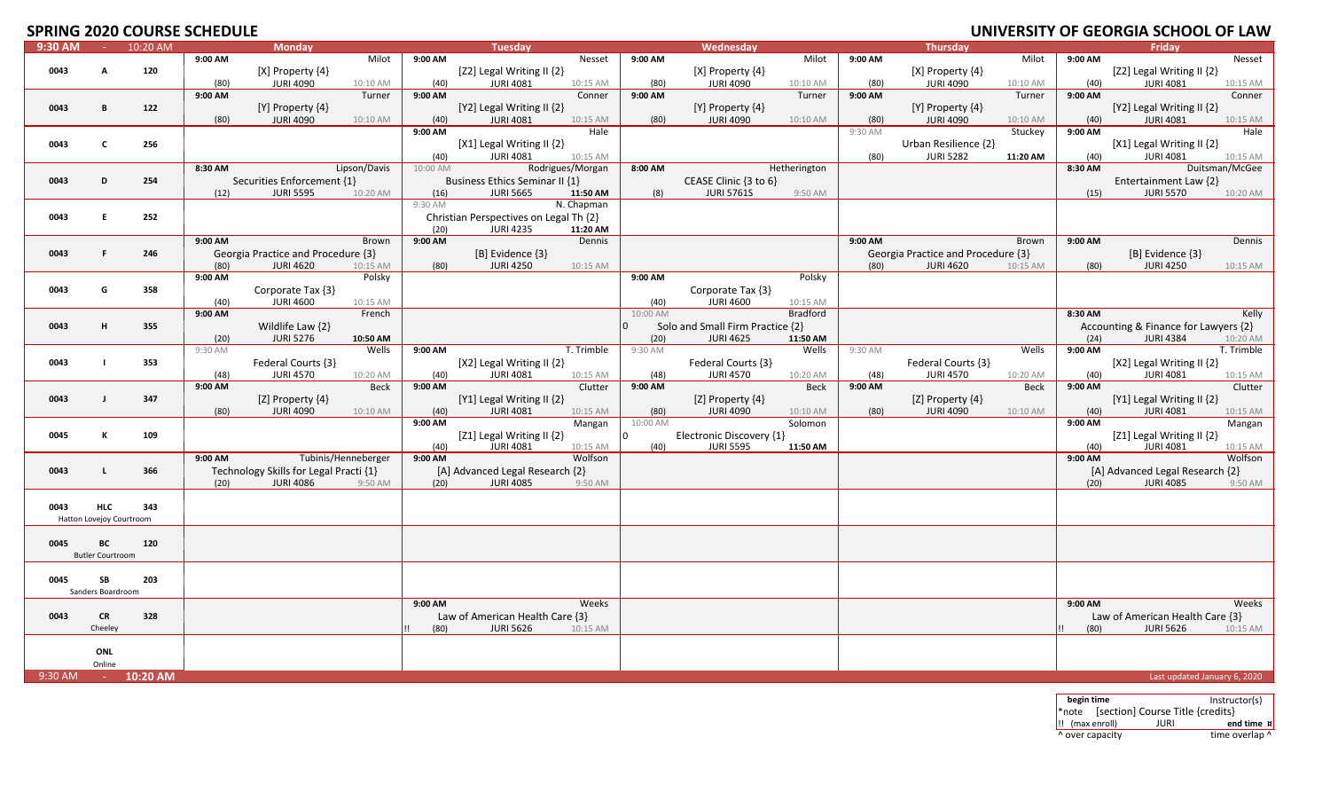# SPRING 2020 COURSE SCHEDULE

# UNIVERSITY OF GEORGIA SCHOOL OF LAW

| 9:30 AM - 10:20 AM | Monday | Tuesday | Wednesday | Thursday | Friday |
|---|---|---|---|---|---|
| 0043 A 120 | 9:00 AM Milot<br>[X] Property {4}<br>(80) JURI 4090 10:10 AM | 9:00 AM Nesset<br>[Z2] Legal Writing II {2}<br>(40) JURI 4081 10:15 AM | 9:00 AM Milot<br>[X] Property {4}<br>(80) JURI 4090 10:10 AM | 9:00 AM Milot<br>[X] Property {4}<br>(80) JURI 4090 10:10 AM | 9:00 AM Nesset<br>[Z2] Legal Writing II {2}<br>(40) JURI 4081 10:15 AM |
| 0043 B 122 | 9:00 AM Turner<br>[Y] Property {4}<br>(80) JURI 4090 10:10 AM | 9:00 AM Conner<br>[Y2] Legal Writing II {2}<br>(40) JURI 4081 10:15 AM | 9:00 AM Turner<br>[Y] Property {4}<br>(80) JURI 4090 10:10 AM | 9:00 AM Turner<br>[Y] Property {4}<br>(80) JURI 4090 10:10 AM | 9:00 AM Conner<br>[Y2] Legal Writing II {2}<br>(40) JURI 4081 10:15 AM |
| 0043 C 256 | | 9:00 AM Hale<br>[X1] Legal Writing II {2}<br>(40) JURI 4081 10:15 AM | | 9:30 AM Stuckey<br>Urban Resilience {2}<br>(80) JURI 5282 11:20 AM | 9:00 AM Hale<br>[X1] Legal Writing II {2}<br>(40) JURI 4081 10:15 AM |
| 0043 D 254 | 8:30 AM Lipson/Davis<br>Securities Enforcement {1}<br>(12) JURI 5595 10:20 AM | 10:00 AM Rodrigues/Morgan<br>Business Ethics Seminar II {1}<br>(16) JURI 5665 11:50 AM | 8:00 AM Hetherington<br>CEASE Clinic {3 to 6}<br>(8) JURI 5761S 9:50 AM | | 8:30 AM Duitsman/McGee<br>Entertainment Law {2}<br>(15) JURI 5570 10:20 AM |
| 0043 E 252 | | 9:30 AM N. Chapman<br>Christian Perspectives on Legal Th {2}<br>(20) JURI 4235 11:20 AM | | | |
| 0043 F 246 | 9:00 AM Brown<br>Georgia Practice and Procedure {3}<br>(80) JURI 4620 10:15 AM | 9:00 AM Dennis<br>[B] Evidence {3}<br>(80) JURI 4250 10:15 AM | | 9:00 AM Brown<br>Georgia Practice and Procedure {3}<br>(80) JURI 4620 10:15 AM | 9:00 AM Dennis<br>[B] Evidence {3}<br>(80) JURI 4250 10:15 AM |
| 0043 G 358 | 9:00 AM Polsky<br>Corporate Tax {3}<br>(40) JURI 4600 10:15 AM | | 9:00 AM Polsky<br>Corporate Tax {3}<br>(40) JURI 4600 10:15 AM | | |
| 0043 H 355 | 9:00 AM French<br>Wildlife Law {2}<br>(20) JURI 5276 10:50 AM | | 10:00 AM Bradford<br>0 Solo and Small Firm Practice {2}<br>(20) JURI 4625 11:50 AM | | 8:30 AM Kelly<br>Accounting & Finance for Lawyers {2}<br>(24) JURI 4384 10:20 AM |
| 0043 I 353 | 9:30 AM Wells<br>Federal Courts {3}<br>(48) JURI 4570 10:20 AM | 9:00 AM T. Trimble<br>[X2] Legal Writing II {2}<br>(40) JURI 4081 10:15 AM | 9:30 AM Wells<br>Federal Courts {3}<br>(48) JURI 4570 10:20 AM | 9:30 AM Wells<br>Federal Courts {3}<br>(48) JURI 4570 10:20 AM | 9:00 AM T. Trimble<br>[X2] Legal Writing II {2}<br>(40) JURI 4081 10:15 AM |
| 0043 J 347 | 9:00 AM Beck<br>[Z] Property {4}<br>(80) JURI 4090 10:10 AM | 9:00 AM Clutter<br>[Y1] Legal Writing II {2}<br>(40) JURI 4081 10:15 AM | 9:00 AM Beck<br>[Z] Property {4}<br>(80) JURI 4090 10:10 AM | 9:00 AM Beck<br>[Z] Property {4}<br>(80) JURI 4090 10:10 AM | 9:00 AM Clutter<br>[Y1] Legal Writing II {2}<br>(40) JURI 4081 10:15 AM |
| 0045 K 109 | | 9:00 AM Mangan<br>[Z1] Legal Writing II {2}<br>(40) JURI 4081 10:15 AM | 10:00 AM Solomon<br>0 Electronic Discovery {1}<br>(40) JURI 5595 11:50 AM | | 9:00 AM Mangan<br>[Z1] Legal Writing II {2}<br>(40) JURI 4081 10:15 AM |
| 0043 L 366 | 9:00 AM Tubinis/Henneberger<br>Technology Skills for Legal Practi {1}<br>(20) JURI 4086 9:50 AM | 9:00 AM Wolfson<br>[A] Advanced Legal Research {2}<br>(20) JURI 4085 9:50 AM | | | 9:00 AM Wolfson<br>[A] Advanced Legal Research {2}<br>(20) JURI 4085 9:50 AM |
| 0043 HLC 343<br>Hatton Lovejoy Courtroom | | | | | |
| 0045 BC 120<br>Butler Courtroom | | | | | |
| 0045 SB 203<br>Sanders Boardroom | | | | | |
| 0043 CR 328<br>Cheeley | | 9:00 AM Weeks<br>Law of American Health Care {3}<br>!! (80) JURI 5626 10:15 AM | | | 9:00 AM Weeks<br>Law of American Health Care {3}<br>!! (80) JURI 5626 10:15 AM |
| ONL<br>Online | | | | | |
| 9:30 AM - 10:20 AM | | | | | Last updated January 6, 2020 |

| begin time | | Instructor(s) |
|---|---|---|
| *note | [section] Course Title {credits} | |
| !! (max enroll) | JURI | end time ¤ |
| ^ over capacity | | time overlap ^ |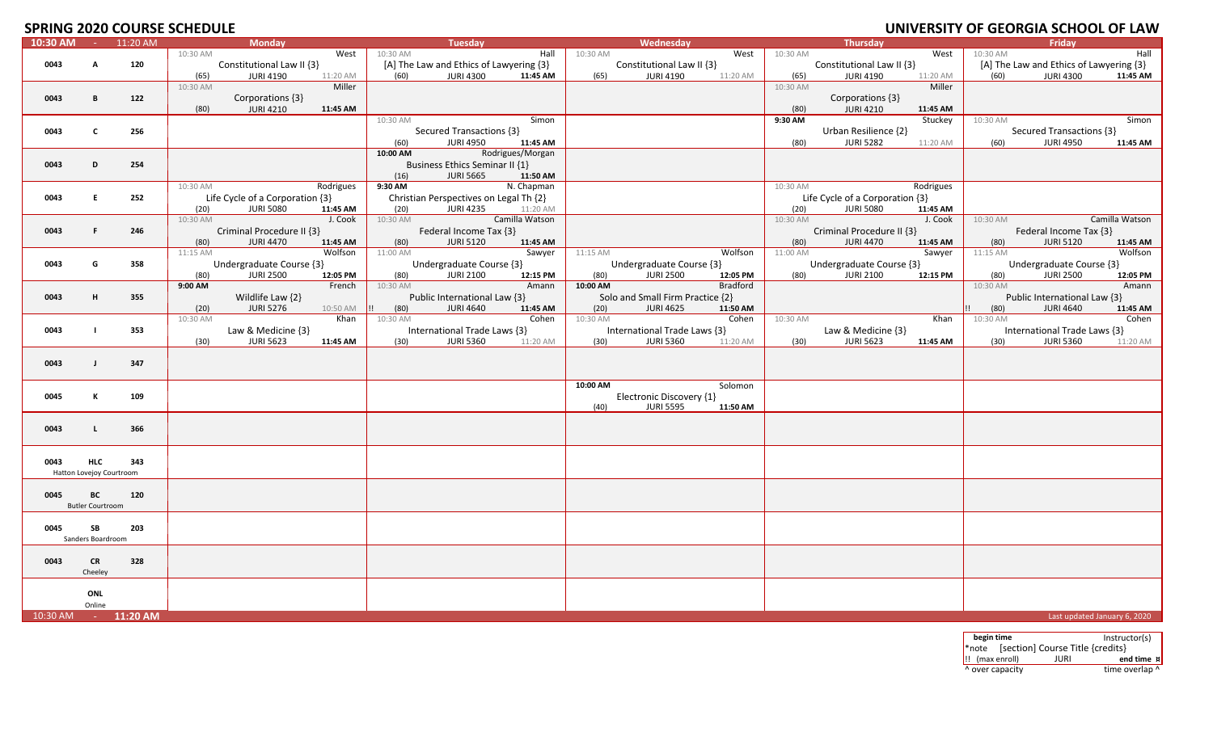# SPRING 2020 COURSE SCHEDULE

# UNIVERSITY OF GEORGIA SCHOOL OF LAW

| 10:30 AM - 11:20 AM | | | Monday | Tuesday | Wednesday | Thursday | Friday |
|---|---|---|---|---|---|---|---|
| 0043 | A | 120 | 10:30 AM West<br>Constitutional Law II {3}<br>(65) JURI 4190 11:20 AM | 10:30 AM Hall<br>[A] The Law and Ethics of Lawyering {3}<br>(60) JURI 4300 11:45 AM | 10:30 AM West<br>Constitutional Law II {3}<br>(65) JURI 4190 11:20 AM | 10:30 AM West<br>Constitutional Law II {3}<br>(65) JURI 4190 11:20 AM | 10:30 AM Hall<br>[A] The Law and Ethics of Lawyering {3}<br>(60) JURI 4300 11:45 AM |
| 0043 | B | 122 | 10:30 AM Miller<br>Corporations {3}<br>(80) JURI 4210 11:45 AM | | | 10:30 AM Miller<br>Corporations {3}<br>(80) JURI 4210 11:45 AM | |
| 0043 | C | 256 | | 10:30 AM Simon<br>Secured Transactions {3}<br>(60) JURI 4950 11:45 AM | | 9:30 AM Stuckey<br>Urban Resilience {2}<br>(80) JURI 5282 11:20 AM | 10:30 AM Simon<br>Secured Transactions {3}<br>(60) JURI 4950 11:45 AM |
| 0043 | D | 254 | | 10:00 AM Rodrigues/Morgan<br>Business Ethics Seminar II {1}<br>(16) JURI 5665 11:50 AM | | | |
| 0043 | E | 252 | 10:30 AM Rodrigues<br>Life Cycle of a Corporation {3}<br>(20) JURI 5080 11:45 AM | 9:30 AM N. Chapman<br>Christian Perspectives on Legal Th {2}<br>(20) JURI 4235 11:20 AM | | 10:30 AM Rodrigues<br>Life Cycle of a Corporation {3}<br>(20) JURI 5080 11:45 AM | |
| 0043 | F | 246 | 10:30 AM J. Cook<br>Criminal Procedure II {3}<br>(80) JURI 4470 11:45 AM | 10:30 AM Camilla Watson<br>Federal Income Tax {3}<br>(80) JURI 5120 11:45 AM | | 10:30 AM J. Cook<br>Criminal Procedure II {3}<br>(80) JURI 4470 11:45 AM | 10:30 AM Camilla Watson<br>Federal Income Tax {3}<br>(80) JURI 5120 11:45 AM |
| 0043 | G | 358 | 11:15 AM Wolfson<br>Undergraduate Course {3}<br>(80) JURI 2500 12:05 PM | 11:00 AM Sawyer<br>Undergraduate Course {3}<br>(80) JURI 2100 12:15 PM | 11:15 AM Wolfson<br>Undergraduate Course {3}<br>(80) JURI 2500 12:05 PM | 11:00 AM Sawyer<br>Undergraduate Course {3}<br>(80) JURI 2100 12:15 PM | 11:15 AM Wolfson<br>Undergraduate Course {3}<br>(80) JURI 2500 12:05 PM |
| 0043 | H | 355 | 9:00 AM French<br>Wildlife Law {2}<br>(20) JURI 5276 10:50 AM | 10:30 AM Amann<br>Public International Law {3}<br>!! (80) JURI 4640 11:45 AM | 10:00 AM Bradford<br>Solo and Small Firm Practice {2}<br>(20) JURI 4625 11:50 AM | | 10:30 AM Amann<br>Public International Law {3}<br>!! (80) JURI 4640 11:45 AM |
| 0043 | I | 353 | 10:30 AM Khan<br>Law & Medicine {3}<br>(30) JURI 5623 11:45 AM | 10:30 AM Cohen<br>International Trade Laws {3}<br>(30) JURI 5360 11:20 AM | 10:30 AM Cohen<br>International Trade Laws {3}<br>(30) JURI 5360 11:20 AM | 10:30 AM Khan<br>Law & Medicine {3}<br>(30) JURI 5623 11:45 AM | 10:30 AM Cohen<br>International Trade Laws {3}<br>(30) JURI 5360 11:20 AM |
| 0043 | J | 347 | | | | | |
| 0045 | K | 109 | | | 10:00 AM Solomon<br>Electronic Discovery {1}<br>(40) JURI 5595 11:50 AM | | |
| 0043 | L | 366 | | | | | |
| 0043 | HLC<br>Hatton Lovejoy Courtroom | 343 | | | | | |
| 0045 | BC<br>Butler Courtroom | 120 | | | | | |
| 0045 | SB<br>Sanders Boardroom | 203 | | | | | |
| 0043 | CR<br>Cheeley | 328 | | | | | |
| | ONL<br>Online | | | | | | |
| 10:30 AM - 11:20 AM | | | | | | | Last updated January 6, 2020 |

| begin time | | Instructor(s) |
|---|---|---|
| *note | [section] Course Title {credits} | |
| !! (max enroll) | JURI | end time ¤ |
| ^ over capacity | | time overlap ^ |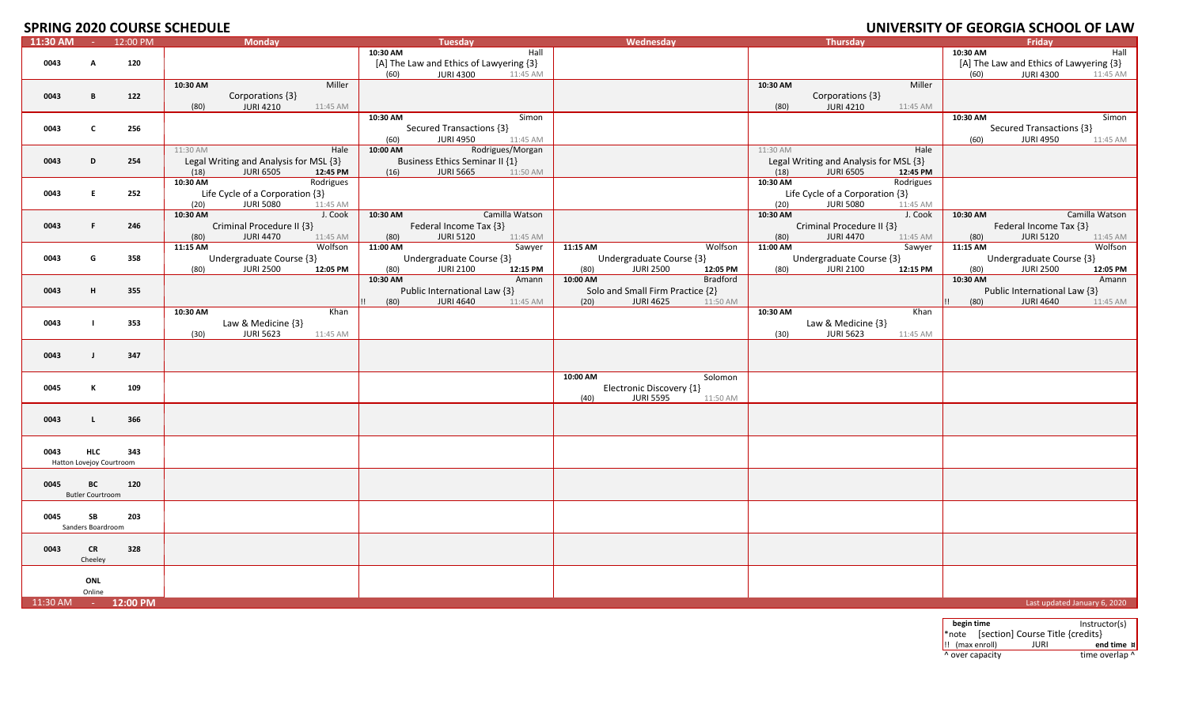# SPRING 2020 COURSE SCHEDULE

# UNIVERSITY OF GEORGIA SCHOOL OF LAW

| 11:30 AM - 12:00 PM | Monday | Tuesday | Wednesday | Thursday | Friday |
|---|---|---|---|---|---|
| 0043 A 120 | | 10:30 AM Hall [A] The Law and Ethics of Lawyering {3} (60) JURI 4300 11:45 AM | | | 10:30 AM Hall [A] The Law and Ethics of Lawyering {3} (60) JURI 4300 11:45 AM |
| 0043 B 122 | 10:30 AM Miller Corporations {3} (80) JURI 4210 11:45 AM | | | 10:30 AM Miller Corporations {3} (80) JURI 4210 11:45 AM | |
| 0043 C 256 | | 10:30 AM Simon Secured Transactions {3} (60) JURI 4950 11:45 AM | | | 10:30 AM Simon Secured Transactions {3} (60) JURI 4950 11:45 AM |
| 0043 D 254 | 11:30 AM Hale Legal Writing and Analysis for MSL {3} (18) JURI 6505 12:45 PM | 10:00 AM Rodrigues/Morgan Business Ethics Seminar II {1} (16) JURI 5665 11:50 AM | | 11:30 AM Hale Legal Writing and Analysis for MSL {3} (18) JURI 6505 12:45 PM | |
| 0043 E 252 | 10:30 AM Rodrigues Life Cycle of a Corporation {3} (20) JURI 5080 11:45 AM | | | 10:30 AM Rodrigues Life Cycle of a Corporation {3} (20) JURI 5080 11:45 AM | |
| 0043 F 246 | 10:30 AM J. Cook Criminal Procedure II {3} (80) JURI 4470 11:45 AM | 10:30 AM Camilla Watson Federal Income Tax {3} (80) JURI 5120 11:45 AM | | 10:30 AM J. Cook Criminal Procedure II {3} (80) JURI 4470 11:45 AM | 10:30 AM Camilla Watson Federal Income Tax {3} (80) JURI 5120 11:45 AM |
| 0043 G 358 | 11:15 AM Wolfson Undergraduate Course {3} (80) JURI 2500 12:05 PM | 11:00 AM Sawyer Undergraduate Course {3} (80) JURI 2100 12:15 PM | 11:15 AM Wolfson Undergraduate Course {3} (80) JURI 2500 12:05 PM | 11:00 AM Sawyer Undergraduate Course {3} (80) JURI 2100 12:15 PM | 11:15 AM Wolfson Undergraduate Course {3} (80) JURI 2500 12:05 PM |
| 0043 H 355 | | 10:30 AM Amann Public International Law {3} !! (80) JURI 4640 11:45 AM | 10:00 AM Bradford Solo and Small Firm Practice {2} (20) JURI 4625 11:50 AM | | 10:30 AM Amann Public International Law {3} !! (80) JURI 4640 11:45 AM |
| 0043 I 353 | 10:30 AM Khan Law & Medicine {3} (30) JURI 5623 11:45 AM | | | 10:30 AM Khan Law & Medicine {3} (30) JURI 5623 11:45 AM | |
| 0043 J 347 | | | | | |
| 0045 K 109 | | | 10:00 AM Solomon Electronic Discovery {1} (40) JURI 5595 11:50 AM | | |
| 0043 L 366 | | | | | |
| 0043 HLC 343 Hatton Lovejoy Courtroom | | | | | |
| 0045 BC 120 Butler Courtroom | | | | | |
| 0045 SB 203 Sanders Boardroom | | | | | |
| 0043 CR 328 Cheeley | | | | | |
| ONL Online | | | | | |
| 11:30 AM - 12:00 PM | | | | | Last updated January 6, 2020 |

| begin time | | Instructor(s) |
|---|---|---|
| *note | [section] Course Title {credits} | |
| !! (max enroll) | JURI | end time ¤ |
| ^ over capacity | | time overlap ^ |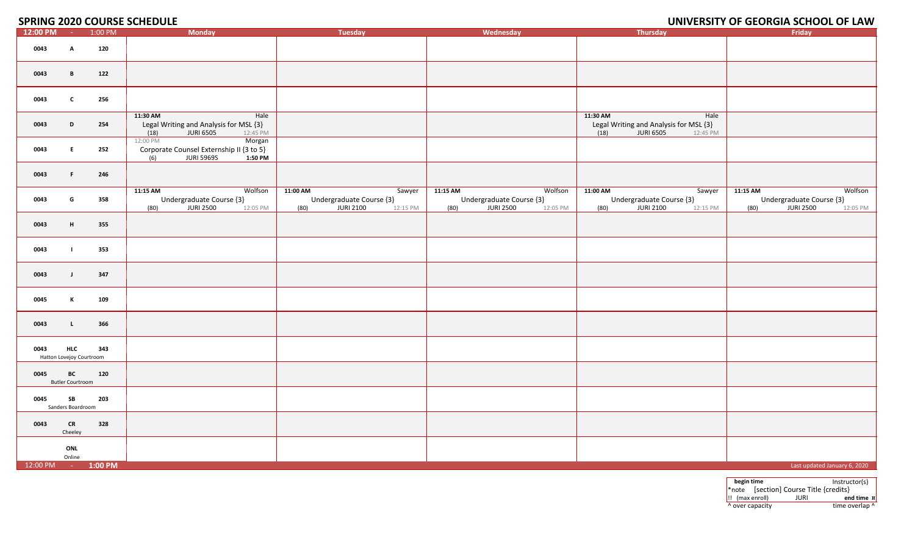## SPRING 2020 COURSE SCHEDULE

## UNIVERSITY OF GEORGIA SCHOOL OF LAW

| 12:00 PM - 1:00 PM | Monday | Tuesday | Wednesday | Thursday | Friday |
|---|---|---|---|---|---|
| 0043 A 120 | | | | | |
| 0043 B 122 | | | | | |
| 0043 C 256 | | | | | |
| 0043 D 254 | **11:30 AM** Hale<br>Legal Writing and Analysis for MSL {3}<br>(18) JURI 6505 12:45 PM | | | **11:30 AM** Hale<br>Legal Writing and Analysis for MSL {3}<br>(18) JURI 6505 12:45 PM | |
| 0043 E 252 | 12:00 PM Morgan<br>Corporate Counsel Externship II {3 to 5}<br>(6) JURI 5969S **1:50 PM** | | | | |
| 0043 F 246 | | | | | |
| 0043 G 358 | **11:15 AM** Wolfson<br>Undergraduate Course {3}<br>(80) JURI 2500 12:05 PM | **11:00 AM** Sawyer<br>Undergraduate Course {3}<br>(80) JURI 2100 12:15 PM | **11:15 AM** Wolfson<br>Undergraduate Course {3}<br>(80) JURI 2500 12:05 PM | **11:00 AM** Sawyer<br>Undergraduate Course {3}<br>(80) JURI 2100 12:15 PM | **11:15 AM** Wolfson<br>Undergraduate Course {3}<br>(80) JURI 2500 12:05 PM |
| 0043 H 355 | | | | | |
| 0043 I 353 | | | | | |
| 0043 J 347 | | | | | |
| 0045 K 109 | | | | | |
| 0043 L 366 | | | | | |
| 0043 HLC 343<br>Hatton Lovejoy Courtroom | | | | | |
| 0045 BC 120<br>Butler Courtroom | | | | | |
| 0045 SB 203<br>Sanders Boardroom | | | | | |
| 0043 CR 328<br>Cheeley | | | | | |
| ONL<br>Online | | | | | |
| 12:00 PM - **1:00 PM** | | | | | Last updated January 6, 2020 |

| **begin time** | | Instructor(s) |
|---|---|---|
| *note | [section] Course Title {credits} | |
| !! (max enroll) | JURI | **end time** ¤ |
| ^ over capacity | | time overlap ^ |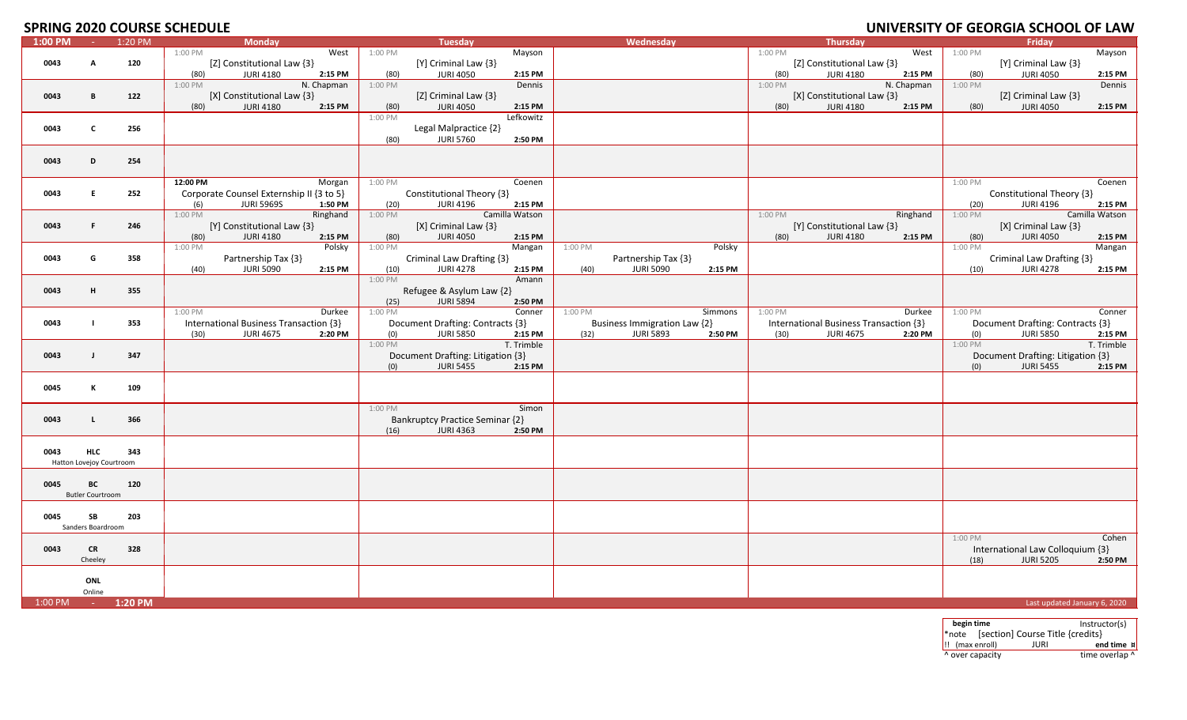## SPRING 2020 COURSE SCHEDULE

## UNIVERSITY OF GEORGIA SCHOOL OF LAW

| 1:00 PM - 1:20 PM | Monday | Tuesday | Wednesday | Thursday | Friday |
|---|---|---|---|---|---|
| 0043 A 120 | 1:00 PM West [Z] Constitutional Law {3} (80) JURI 4180 2:15 PM | 1:00 PM Mayson [Y] Criminal Law {3} (80) JURI 4050 2:15 PM | | 1:00 PM West [Z] Constitutional Law {3} (80) JURI 4180 2:15 PM | 1:00 PM Mayson [Y] Criminal Law {3} (80) JURI 4050 2:15 PM |
| 0043 B 122 | 1:00 PM N. Chapman [X] Constitutional Law {3} (80) JURI 4180 2:15 PM | 1:00 PM Dennis [Z] Criminal Law {3} (80) JURI 4050 2:15 PM | | 1:00 PM N. Chapman [X] Constitutional Law {3} (80) JURI 4180 2:15 PM | 1:00 PM Dennis [Z] Criminal Law {3} (80) JURI 4050 2:15 PM |
| 0043 C 256 | | 1:00 PM Lefkowitz Legal Malpractice {2} (80) JURI 5760 2:50 PM | | | |
| 0043 D 254 | | | | | |
| 0043 E 252 | 12:00 PM Morgan Corporate Counsel Externship II {3 to 5} (6) JURI 5969S 1:50 PM | 1:00 PM Coenen Constitutional Theory {3} (20) JURI 4196 2:15 PM | | | 1:00 PM Coenen Constitutional Theory {3} (20) JURI 4196 2:15 PM |
| 0043 F 246 | 1:00 PM Ringhand [Y] Constitutional Law {3} (80) JURI 4180 2:15 PM | 1:00 PM Camilla Watson [X] Criminal Law {3} (80) JURI 4050 2:15 PM | | 1:00 PM Ringhand [Y] Constitutional Law {3} (80) JURI 4180 2:15 PM | 1:00 PM Camilla Watson [X] Criminal Law {3} (80) JURI 4050 2:15 PM |
| 0043 G 358 | 1:00 PM Polsky Partnership Tax {3} (40) JURI 5090 2:15 PM | 1:00 PM Mangan Criminal Law Drafting {3} (10) JURI 4278 2:15 PM | 1:00 PM Polsky Partnership Tax {3} (40) JURI 5090 2:15 PM | | 1:00 PM Mangan Criminal Law Drafting {3} (10) JURI 4278 2:15 PM |
| 0043 H 355 | | 1:00 PM Amann Refugee & Asylum Law {2} (25) JURI 5894 2:50 PM | | | |
| 0043 I 353 | 1:00 PM Durkee International Business Transaction {3} (30) JURI 4675 2:20 PM | 1:00 PM Conner Document Drafting: Contracts {3} (0) JURI 5850 2:15 PM | 1:00 PM Simmons Business Immigration Law {2} (32) JURI 5893 2:50 PM | 1:00 PM Durkee International Business Transaction {3} (30) JURI 4675 2:20 PM | 1:00 PM Conner Document Drafting: Contracts {3} (0) JURI 5850 2:15 PM |
| 0043 J 347 | | 1:00 PM T. Trimble Document Drafting: Litigation {3} (0) JURI 5455 2:15 PM | | | 1:00 PM T. Trimble Document Drafting: Litigation {3} (0) JURI 5455 2:15 PM |
| 0045 K 109 | | | | | |
| 0043 L 366 | | 1:00 PM Simon Bankruptcy Practice Seminar {2} (16) JURI 4363 2:50 PM | | | |
| 0043 HLC 343 Hatton Lovejoy Courtroom | | | | | |
| 0045 BC 120 Butler Courtroom | | | | | |
| 0045 SB 203 Sanders Boardroom | | | | | |
| 0043 CR 328 Cheeley | | | | | 1:00 PM Cohen International Law Colloquium {3} (18) JURI 5205 2:50 PM |
| ONL Online | | | | | |
| 1:00 PM - 1:20 PM | | | | | Last updated January 6, 2020 |

| begin time | | Instructor(s) |
|---|---|---|
| *note | [section] Course Title {credits} | |
| !! (max enroll) | JURI | end time ¤ |
| ^ over capacity | | time overlap ^ |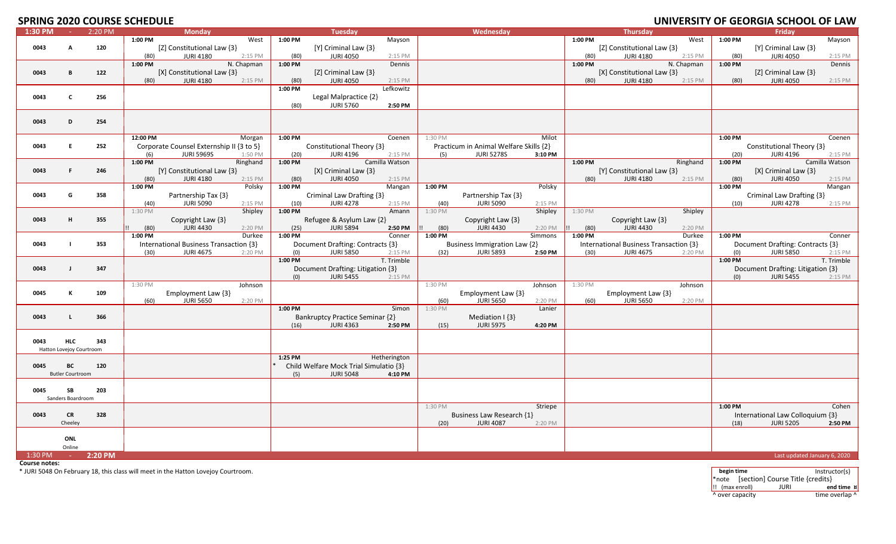# SPRING 2020 COURSE SCHEDULE

# UNIVERSITY OF GEORGIA SCHOOL OF LAW

| 1:30 PM - 2:20 PM | Monday | Tuesday | Wednesday | Thursday | Friday |
|---|---|---|---|---|---|
| 0043 A 120 | 1:00 PM West<br>[Z] Constitutional Law {3}<br>(80) JURI 4180 2:15 PM | 1:00 PM Mayson<br>[Y] Criminal Law {3}<br>(80) JURI 4050 2:15 PM | | 1:00 PM West<br>[Z] Constitutional Law {3}<br>(80) JURI 4180 2:15 PM | 1:00 PM Mayson<br>[Y] Criminal Law {3}<br>(80) JURI 4050 2:15 PM |
| 0043 B 122 | 1:00 PM N. Chapman<br>[X] Constitutional Law {3}<br>(80) JURI 4180 2:15 PM | 1:00 PM Dennis<br>[Z] Criminal Law {3}<br>(80) JURI 4050 2:15 PM | | 1:00 PM N. Chapman<br>[X] Constitutional Law {3}<br>(80) JURI 4180 2:15 PM | 1:00 PM Dennis<br>[Z] Criminal Law {3}<br>(80) JURI 4050 2:15 PM |
| 0043 C 256 | | 1:00 PM Lefkowitz<br>Legal Malpractice {2}<br>(80) JURI 5760 2:50 PM | | | |
| 0043 D 254 | | | | | |
| 0043 E 252 | 12:00 PM Morgan<br>Corporate Counsel Externship II {3 to 5}<br>(6) JURI 5969S 1:50 PM | 1:00 PM Coenen<br>Constitutional Theory {3}<br>(20) JURI 4196 2:15 PM | 1:30 PM Milot<br>Practicum in Animal Welfare Skills {2}<br>(5) JURI 5278S 3:10 PM | | 1:00 PM Coenen<br>Constitutional Theory {3}<br>(20) JURI 4196 2:15 PM |
| 0043 F 246 | 1:00 PM Ringhand<br>[Y] Constitutional Law {3}<br>(80) JURI 4180 2:15 PM | 1:00 PM Camilla Watson<br>[X] Criminal Law {3}<br>(80) JURI 4050 2:15 PM | | 1:00 PM Ringhand<br>[Y] Constitutional Law {3}<br>(80) JURI 4180 2:15 PM | 1:00 PM Camilla Watson<br>[X] Criminal Law {3}<br>(80) JURI 4050 2:15 PM |
| 0043 G 358 | 1:00 PM Polsky<br>Partnership Tax {3}<br>(40) JURI 5090 2:15 PM | 1:00 PM Mangan<br>Criminal Law Drafting {3}<br>(10) JURI 4278 2:15 PM | 1:00 PM Polsky<br>Partnership Tax {3}<br>(40) JURI 5090 2:15 PM | | 1:00 PM Mangan<br>Criminal Law Drafting {3}<br>(10) JURI 4278 2:15 PM |
| 0043 H 355 | 1:30 PM Shipley<br>Copyright Law {3}<br>!! (80) JURI 4430 2:20 PM | 1:00 PM Amann<br>Refugee & Asylum Law {2}<br>(25) JURI 5894 2:50 PM | 1:30 PM Shipley<br>Copyright Law {3}<br>!! (80) JURI 4430 2:20 PM | 1:30 PM Shipley<br>Copyright Law {3}<br>!! (80) JURI 4430 2:20 PM | |
| 0043 I 353 | 1:00 PM Durkee<br>International Business Transaction {3}<br>(30) JURI 4675 2:20 PM | 1:00 PM Conner<br>Document Drafting: Contracts {3}<br>(0) JURI 5850 2:15 PM | 1:00 PM Simmons<br>Business Immigration Law {2}<br>(32) JURI 5893 2:50 PM | 1:00 PM Durkee<br>International Business Transaction {3}<br>(30) JURI 4675 2:20 PM | 1:00 PM Conner<br>Document Drafting: Contracts {3}<br>(0) JURI 5850 2:15 PM |
| 0043 J 347 | | 1:00 PM T. Trimble<br>Document Drafting: Litigation {3}<br>(0) JURI 5455 2:15 PM | | | 1:00 PM T. Trimble<br>Document Drafting: Litigation {3}<br>(0) JURI 5455 2:15 PM |
| 0045 K 109 | 1:30 PM Johnson<br>Employment Law {3}<br>(60) JURI 5650 2:20 PM | | 1:30 PM Johnson<br>Employment Law {3}<br>(60) JURI 5650 2:20 PM | 1:30 PM Johnson<br>Employment Law {3}<br>(60) JURI 5650 2:20 PM | |
| 0043 L 366 | | 1:00 PM Simon<br>Bankruptcy Practice Seminar {2}<br>(16) JURI 4363 2:50 PM | 1:30 PM Lanier<br>Mediation I {3}<br>(15) JURI 5975 4:20 PM | | |
| 0043 HLC 343<br>Hatton Lovejoy Courtroom | | | | | |
| 0045 BC 120<br>Butler Courtroom | | 1:25 PM Hetherington<br>* Child Welfare Mock Trial Simulatio {3}<br>(5) JURI 5048 4:10 PM | | | |
| 0045 SB 203<br>Sanders Boardroom | | | | | |
| 0043 CR 328<br>Cheeley | | | 1:30 PM Striepe<br>Business Law Research {1}<br>(20) JURI 4087 2:20 PM | | 1:00 PM Cohen<br>International Law Colloquium {3}<br>(18) JURI 5205 2:50 PM |
| ONL<br>Online | | | | | |
| 1:30 PM - 2:20 PM | | | | | Last updated January 6, 2020 |

**Course notes:**

\* JURI 5048 On February 18, this class will meet in the Hatton Lovejoy Courtroom.

| begin time | | Instructor(s) |
|---|---|---|
| *note | [section] Course Title {credits} | |
| !! (max enroll) | JURI | end time ¤ |
| ^ over capacity | | time overlap ^ |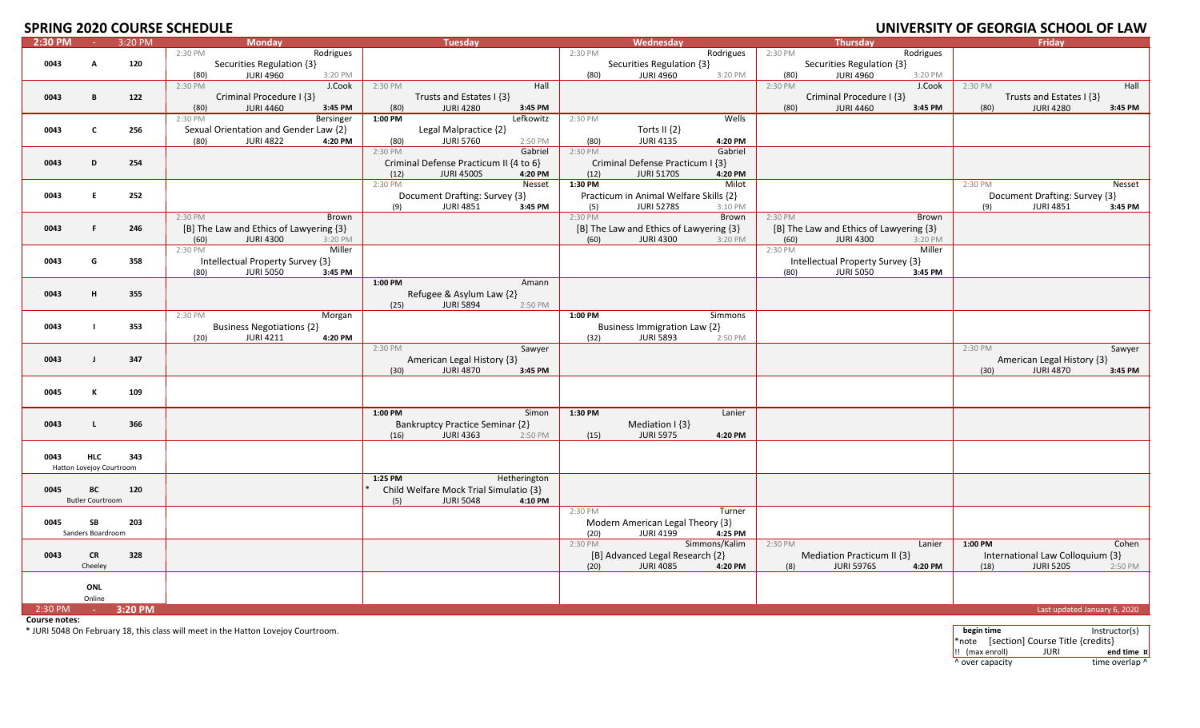# SPRING 2020 COURSE SCHEDULE

# UNIVERSITY OF GEORGIA SCHOOL OF LAW

| 2:30 PM - 3:20 PM | | | Monday | Tuesday | Wednesday | Thursday | Friday |
|---|---|---|---|---|---|---|---|
| 0043 | A | 120 | 2:30 PM Rodrigues<br>Securities Regulation {3}<br>(80) JURI 4960 3:20 PM | | 2:30 PM Rodrigues<br>Securities Regulation {3}<br>(80) JURI 4960 3:20 PM | 2:30 PM Rodrigues<br>Securities Regulation {3}<br>(80) JURI 4960 3:20 PM | |
| 0043 | B | 122 | 2:30 PM J.Cook<br>Criminal Procedure I {3}<br>(80) JURI 4460 **3:45 PM** | 2:30 PM Hall<br>Trusts and Estates I {3}<br>(80) JURI 4280 **3:45 PM** | | 2:30 PM J.Cook<br>Criminal Procedure I {3}<br>(80) JURI 4460 **3:45 PM** | 2:30 PM Hall<br>Trusts and Estates I {3}<br>(80) JURI 4280 **3:45 PM** |
| 0043 | C | 256 | 2:30 PM Bersinger<br>Sexual Orientation and Gender Law {2}<br>(80) JURI 4822 **4:20 PM** | **1:00 PM** Lefkowitz<br>Legal Malpractice {2}<br>(80) JURI 5760 2:50 PM | 2:30 PM Wells<br>Torts II {2}<br>(80) JURI 4135 **4:20 PM** | | |
| 0043 | D | 254 | | 2:30 PM Gabriel<br>Criminal Defense Practicum II {4 to 6}<br>(12) JURI 4500S **4:20 PM** | 2:30 PM Gabriel<br>Criminal Defense Practicum I {3}<br>(12) JURI 5170S **4:20 PM** | | |
| 0043 | E | 252 | | 2:30 PM Nesset<br>Document Drafting: Survey {3}<br>(9) JURI 4851 **3:45 PM** | **1:30 PM** Milot<br>Practicum in Animal Welfare Skills {2}<br>(5) JURI 5278S 3:10 PM | | 2:30 PM Nesset<br>Document Drafting: Survey {3}<br>(9) JURI 4851 **3:45 PM** |
| 0043 | F | 246 | 2:30 PM Brown<br>[B] The Law and Ethics of Lawyering {3}<br>(60) JURI 4300 3:20 PM | | 2:30 PM Brown<br>[B] The Law and Ethics of Lawyering {3}<br>(60) JURI 4300 3:20 PM | 2:30 PM Brown<br>[B] The Law and Ethics of Lawyering {3}<br>(60) JURI 4300 3:20 PM | |
| 0043 | G | 358 | 2:30 PM Miller<br>Intellectual Property Survey {3}<br>(80) JURI 5050 **3:45 PM** | | | 2:30 PM Miller<br>Intellectual Property Survey {3}<br>(80) JURI 5050 **3:45 PM** | |
| 0043 | H | 355 | | **1:00 PM** Amann<br>Refugee & Asylum Law {2}<br>(25) JURI 5894 2:50 PM | | | |
| 0043 | I | 353 | 2:30 PM Morgan<br>Business Negotiations {2}<br>(20) JURI 4211 **4:20 PM** | | **1:00 PM** Simmons<br>Business Immigration Law {2}<br>(32) JURI 5893 2:50 PM | | |
| 0043 | J | 347 | | 2:30 PM Sawyer<br>American Legal History {3}<br>(30) JURI 4870 **3:45 PM** | | | 2:30 PM Sawyer<br>American Legal History {3}<br>(30) JURI 4870 **3:45 PM** |
| 0045 | K | 109 | | | | | |
| 0043 | L | 366 | | **1:00 PM** Simon<br>Bankruptcy Practice Seminar {2}<br>(16) JURI 4363 2:50 PM | **1:30 PM** Lanier<br>Mediation I {3}<br>(15) JURI 5975 **4:20 PM** | | |
| 0043 | HLC<br>Hatton Lovejoy Courtroom | 343 | | | | | |
| 0045 | BC<br>Butler Courtroom | 120 | | **1:25 PM** Hetherington<br>* Child Welfare Mock Trial Simulatio {3}<br>(5) JURI 5048 **4:10 PM** | | | |
| 0045 | SB<br>Sanders Boardroom | 203 | | | 2:30 PM Turner<br>Modern American Legal Theory {3}<br>(20) JURI 4199 **4:25 PM** | | |
| 0043 | CR<br>Cheeley | 328 | | | 2:30 PM Simmons/Kalim<br>[B] Advanced Legal Research {2}<br>(20) JURI 4085 **4:20 PM** | 2:30 PM Lanier<br>Mediation Practicum II {3}<br>(8) JURI 5976S **4:20 PM** | **1:00 PM** Cohen<br>International Law Colloquium {3}<br>(18) JURI 5205 2:50 PM |
| | ONL<br>Online | | | | | | |
| 2:30 PM - **3:20 PM** | | | | | | | Last updated January 6, 2020 |

**Course notes:**

* JURI 5048 On February 18, this class will meet in the Hatton Lovejoy Courtroom.

| **begin time** | | Instructor(s) |
|---|---|---|
| *note | [section] Course Title {credits} | |
| !! (max enroll) | JURI | **end time** ¤ |
| ^ over capacity | | time overlap ^ |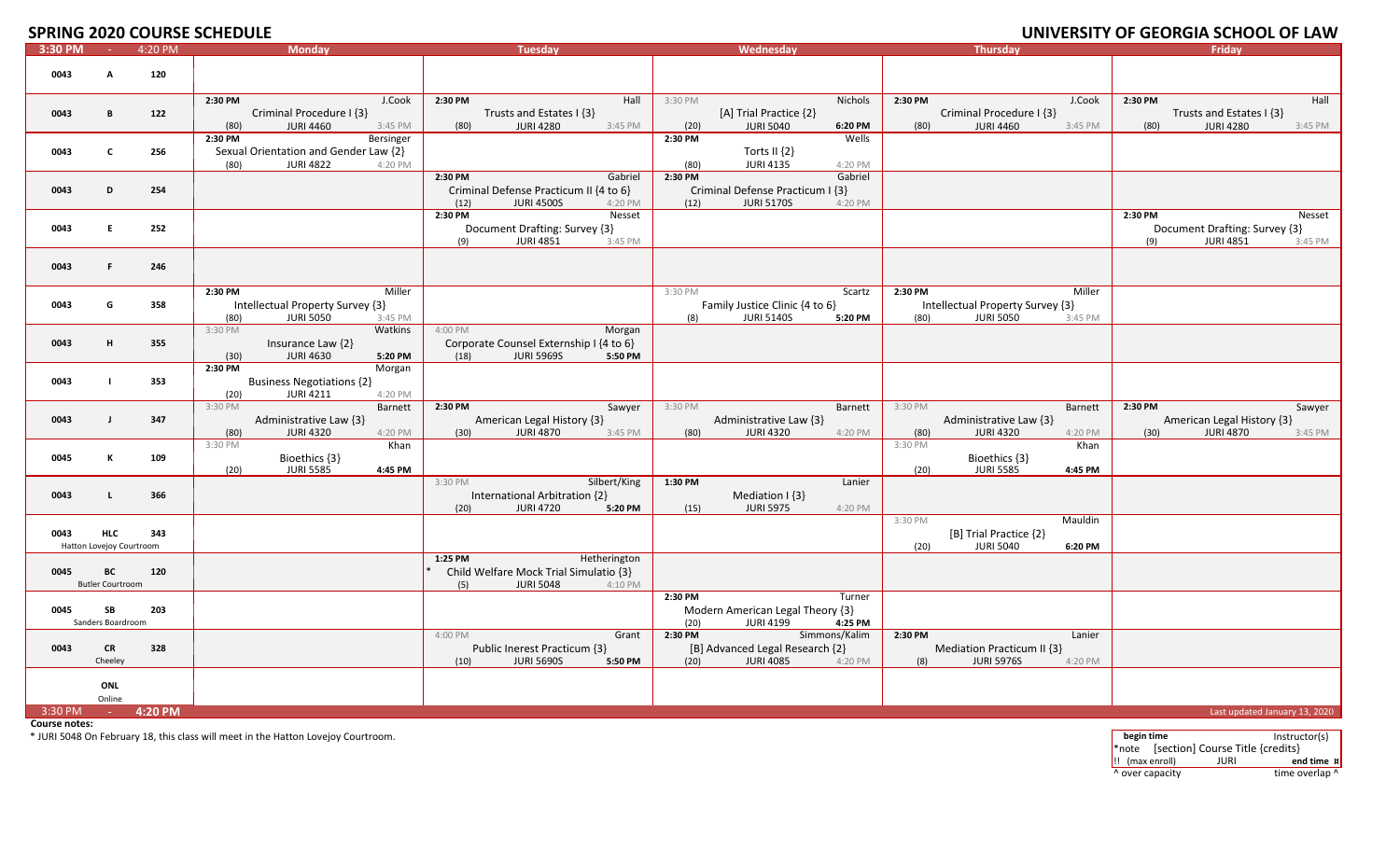# SPRING 2020 COURSE SCHEDULE

# UNIVERSITY OF GEORGIA SCHOOL OF LAW

| 3:30 PM - 4:20 PM | | | Monday | Tuesday | Wednesday | Thursday | Friday |
|---|---|---|---|---|---|---|---|
| 0043 | A | 120 | | | | | |
| 0043 | B | 122 | 2:30 PM J.Cook Criminal Procedure I {3} (80) JURI 4460 3:45 PM | 2:30 PM Hall Trusts and Estates I {3} (80) JURI 4280 3:45 PM | 3:30 PM Nichols [A] Trial Practice {2} (20) JURI 5040 **6:20 PM** | 2:30 PM J.Cook Criminal Procedure I {3} (80) JURI 4460 3:45 PM | 2:30 PM Hall Trusts and Estates I {3} (80) JURI 4280 3:45 PM |
| 0043 | C | 256 | 2:30 PM Bersinger Sexual Orientation and Gender Law {2} (80) JURI 4822 4:20 PM | | 2:30 PM Wells Torts II {2} (80) JURI 4135 4:20 PM | | |
| 0043 | D | 254 | | 2:30 PM Gabriel Criminal Defense Practicum II {4 to 6} (12) JURI 4500S 4:20 PM | 2:30 PM Gabriel Criminal Defense Practicum I {3} (12) JURI 5170S 4:20 PM | | |
| 0043 | E | 252 | | 2:30 PM Nesset Document Drafting: Survey {3} (9) JURI 4851 3:45 PM | | | 2:30 PM Nesset Document Drafting: Survey {3} (9) JURI 4851 3:45 PM |
| 0043 | F | 246 | | | | | |
| 0043 | G | 358 | 2:30 PM Miller Intellectual Property Survey {3} (80) JURI 5050 3:45 PM | | 3:30 PM Scartz Family Justice Clinic {4 to 6} (8) JURI 5140S **5:20 PM** | 2:30 PM Miller Intellectual Property Survey {3} (80) JURI 5050 3:45 PM | |
| 0043 | H | 355 | 3:30 PM Watkins Insurance Law {2} (30) JURI 4630 **5:20 PM** | 4:00 PM Morgan Corporate Counsel Externship I {4 to 6} (18) JURI 5969S **5:50 PM** | | | |
| 0043 | I | 353 | 2:30 PM Morgan Business Negotiations {2} (20) JURI 4211 4:20 PM | | | | |
| 0043 | J | 347 | 3:30 PM Barnett Administrative Law {3} (80) JURI 4320 4:20 PM | 2:30 PM Sawyer American Legal History {3} (30) JURI 4870 3:45 PM | 3:30 PM Barnett Administrative Law {3} (80) JURI 4320 4:20 PM | 3:30 PM Barnett Administrative Law {3} (80) JURI 4320 4:20 PM | 2:30 PM Sawyer American Legal History {3} (30) JURI 4870 3:45 PM |
| 0045 | K | 109 | 3:30 PM Khan Bioethics {3} (20) JURI 5585 **4:45 PM** | | | 3:30 PM Khan Bioethics {3} (20) JURI 5585 **4:45 PM** | |
| 0043 | L | 366 | | 3:30 PM Silbert/King International Arbitration {2} (20) JURI 4720 **5:20 PM** | 1:30 PM Lanier Mediation I {3} (15) JURI 5975 4:20 PM | | |
| 0043 | HLC (Hatton Lovejoy Courtroom) | 343 | | | | 3:30 PM Mauldin [B] Trial Practice {2} (20) JURI 5040 **6:20 PM** | |
| 0045 | BC (Butler Courtroom) | 120 | | 1:25 PM Hetherington * Child Welfare Mock Trial Simulatio {3} (5) JURI 5048 4:10 PM | | | |
| 0045 | SB (Sanders Boardroom) | 203 | | | 2:30 PM Turner Modern American Legal Theory {3} (20) JURI 4199 **4:25 PM** | | |
| 0043 | CR (Cheeley) | 328 | | 4:00 PM Grant Public Inerest Practicum {3} (10) JURI 5690S **5:50 PM** | 2:30 PM Simmons/Kalim [B] Advanced Legal Research {2} (20) JURI 4085 4:20 PM | 2:30 PM Lanier Mediation Practicum II {3} (8) JURI 5976S 4:20 PM | |
| | ONL (Online) | | | | | | |

3:30 PM - **4:20 PM**

Last updated January 13, 2020

**Course notes:**

* JURI 5048 On February 18, this class will meet in the Hatton Lovejoy Courtroom.

| **begin time** | Instructor(s) |
|---|---|
| *note | [section] Course Title {credits} |
| !! (max enroll) JURI | **end time** ¤ |
| ^ over capacity | time overlap ^ |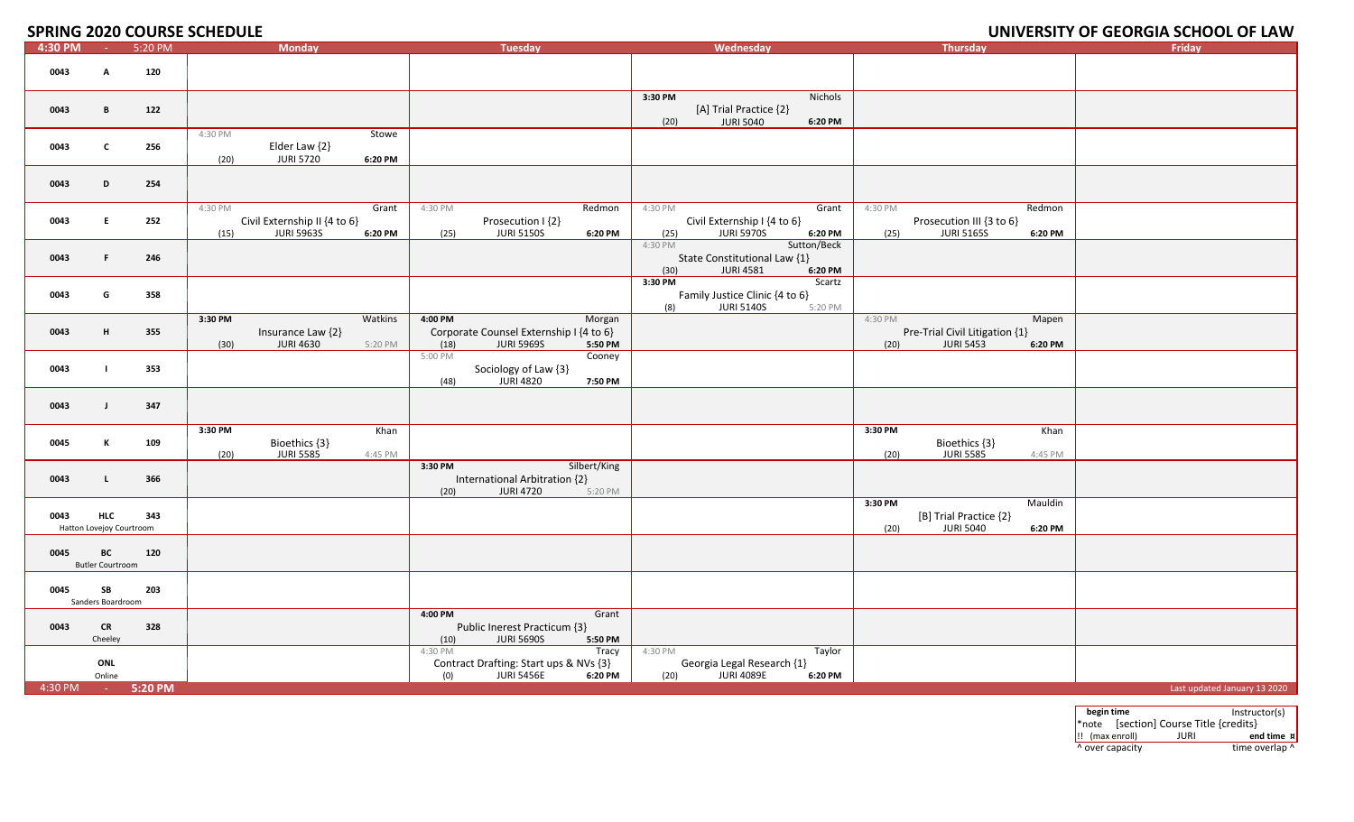# SPRING 2020 COURSE SCHEDULE

# UNIVERSITY OF GEORGIA SCHOOL OF LAW

| 4:30 PM - 5:20 PM | Monday | Tuesday | Wednesday | Thursday | Friday |
|---|---|---|---|---|---|
| 0043 A 120 | | | | | |
| 0043 B 122 | | | 3:30 PM Nichols [A] Trial Practice {2} (20) JURI 5040 6:20 PM | | |
| 0043 C 256 | 4:30 PM Stowe Elder Law {2} (20) JURI 5720 6:20 PM | | | | |
| 0043 D 254 | | | | | |
| 0043 E 252 | 4:30 PM Grant Civil Externship II {4 to 6} (15) JURI 5963S 6:20 PM | 4:30 PM Redmon Prosecution I {2} (25) JURI 5150S 6:20 PM | 4:30 PM Grant Civil Externship I {4 to 6} (25) JURI 5970S 6:20 PM | 4:30 PM Redmon Prosecution III {3 to 6} (25) JURI 5165S 6:20 PM | |
| 0043 F 246 | | | 4:30 PM Sutton/Beck State Constitutional Law {1} (30) JURI 4581 6:20 PM | | |
| 0043 G 358 | | | 3:30 PM Scartz Family Justice Clinic {4 to 6} (8) JURI 5140S 5:20 PM | | |
| 0043 H 355 | 3:30 PM Watkins Insurance Law {2} (30) JURI 4630 5:20 PM | 4:00 PM Morgan Corporate Counsel Externship I {4 to 6} (18) JURI 5969S 5:50 PM | | 4:30 PM Mapen Pre-Trial Civil Litigation {1} (20) JURI 5453 6:20 PM | |
| 0043 I 353 | | 5:00 PM Cooney Sociology of Law {3} (48) JURI 4820 7:50 PM | | | |
| 0043 J 347 | | | | | |
| 0045 K 109 | 3:30 PM Khan Bioethics {3} (20) JURI 5585 4:45 PM | | | 3:30 PM Khan Bioethics {3} (20) JURI 5585 4:45 PM | |
| 0043 L 366 | | 3:30 PM Silbert/King International Arbitration {2} (20) JURI 4720 5:20 PM | | | |
| 0043 HLC 343 Hatton Lovejoy Courtroom | | | | 3:30 PM Mauldin [B] Trial Practice {2} (20) JURI 5040 6:20 PM | |
| 0045 BC 120 Butler Courtroom | | | | | |
| 0045 SB 203 Sanders Boardroom | | | | | |
| 0043 CR 328 Cheeley | | 4:00 PM Grant Public Inerest Practicum {3} (10) JURI 5690S 5:50 PM | | | |
| ONL Online | | 4:30 PM Tracy Contract Drafting: Start ups & NVs {3} (0) JURI 5456E 6:20 PM | 4:30 PM Taylor Georgia Legal Research {1} (20) JURI 4089E 6:20 PM | | |
| 4:30 PM - 5:20 PM | | | | | Last updated January 13 2020 |

| begin time | | Instructor(s) |
|---|---|---|
| *note | [section] Course Title {credits} | |
| !! (max enroll) | JURI | end time ¤ |
| ^ over capacity | | time overlap ^ |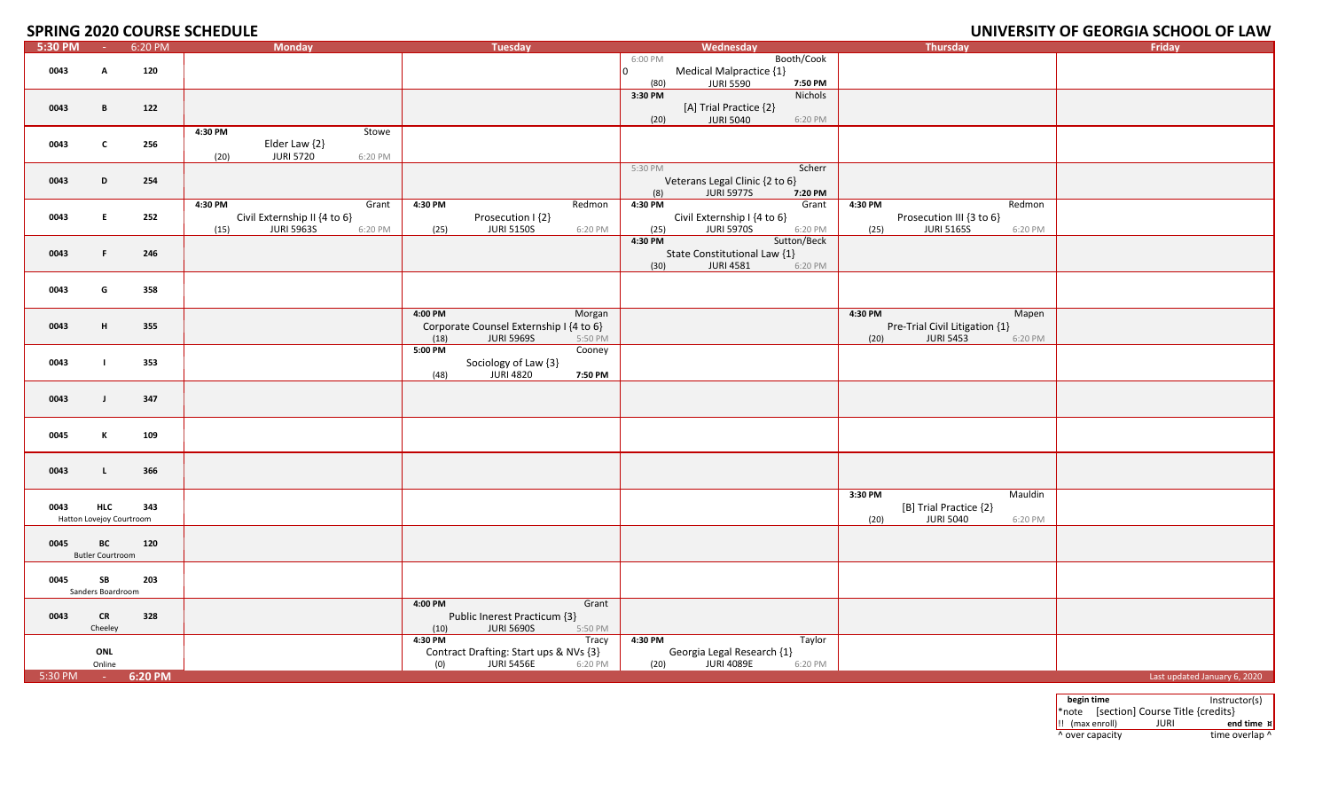# SPRING 2020 COURSE SCHEDULE

# UNIVERSITY OF GEORGIA SCHOOL OF LAW

| 5:30 PM - 6:20 PM | Monday | Tuesday | Wednesday | Thursday | Friday |
|---|---|---|---|---|---|
| 0043 A 120 | | | 6:00 PM Booth/Cook<br>0 Medical Malpractice {1}<br>(80) JURI 5590 7:50 PM | | |
| 0043 B 122 | | | 3:30 PM Nichols<br>[A] Trial Practice {2}<br>(20) JURI 5040 6:20 PM | | |
| 0043 C 256 | 4:30 PM Stowe<br>Elder Law {2}<br>(20) JURI 5720 6:20 PM | | | | |
| 0043 D 254 | | | 5:30 PM Scherr<br>Veterans Legal Clinic {2 to 6}<br>(8) JURI 5977S 7:20 PM | | |
| 0043 E 252 | 4:30 PM Grant<br>Civil Externship II {4 to 6}<br>(15) JURI 5963S 6:20 PM | 4:30 PM Redmon<br>Prosecution I {2}<br>(25) JURI 5150S 6:20 PM | 4:30 PM Grant<br>Civil Externship I {4 to 6}<br>(25) JURI 5970S 6:20 PM | 4:30 PM Redmon<br>Prosecution III {3 to 6}<br>(25) JURI 5165S 6:20 PM | |
| 0043 F 246 | | | 4:30 PM Sutton/Beck<br>State Constitutional Law {1}<br>(30) JURI 4581 6:20 PM | | |
| 0043 G 358 | | | | | |
| 0043 H 355 | | 4:00 PM Morgan<br>Corporate Counsel Externship I {4 to 6}<br>(18) JURI 5969S 5:50 PM | | 4:30 PM Mapen<br>Pre-Trial Civil Litigation {1}<br>(20) JURI 5453 6:20 PM | |
| 0043 I 353 | | 5:00 PM Cooney<br>Sociology of Law {3}<br>(48) JURI 4820 7:50 PM | | | |
| 0043 J 347 | | | | | |
| 0045 K 109 | | | | | |
| 0043 L 366 | | | | | |
| 0043 HLC 343 Hatton Lovejoy Courtroom | | | | 3:30 PM Mauldin<br>[B] Trial Practice {2}<br>(20) JURI 5040 6:20 PM | |
| 0045 BC 120 Butler Courtroom | | | | | |
| 0045 SB 203 Sanders Boardroom | | | | | |
| 0043 CR 328 Cheeley | | 4:00 PM Grant<br>Public Inerest Practicum {3}<br>(10) JURI 5690S 5:50 PM | | | |
| ONL Online | | 4:30 PM Tracy<br>Contract Drafting: Start ups & NVs {3}<br>(0) JURI 5456E 6:20 PM | 4:30 PM Taylor<br>Georgia Legal Research {1}<br>(20) JURI 4089E 6:20 PM | | |
| 5:30 PM - 6:20 PM | | | | | Last updated January 6, 2020 |

| begin time | | Instructor(s) |
|---|---|---|
| *note | [section] Course Title {credits} | |
| !! (max enroll) | JURI | end time ¤ |
| ^ over capacity | | time overlap ^ |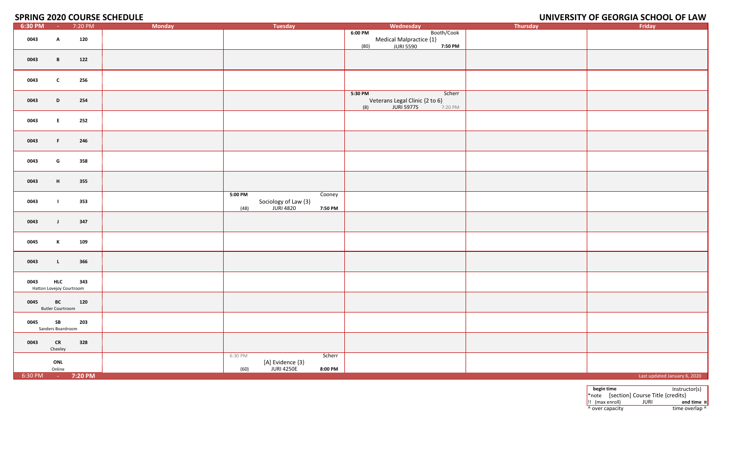# SPRING 2020 COURSE SCHEDULE

# UNIVERSITY OF GEORGIA SCHOOL OF LAW

| 6:30 PM - 7:20 PM | Monday | Tuesday | Wednesday | Thursday | Friday |
|---|---|---|---|---|---|
| 0043 A 120 | | | 6:00 PM Booth/Cook<br>Medical Malpractice {1}<br>(80) JURI 5590 7:50 PM | | |
| 0043 B 122 | | | | | |
| 0043 C 256 | | | | | |
| 0043 D 254 | | | 5:30 PM Scherr<br>Veterans Legal Clinic {2 to 6}<br>(8) JURI 5977S 7:20 PM | | |
| 0043 E 252 | | | | | |
| 0043 F 246 | | | | | |
| 0043 G 358 | | | | | |
| 0043 H 355 | | | | | |
| 0043 I 353 | | 5:00 PM Cooney<br>Sociology of Law {3}<br>(48) JURI 4820 7:50 PM | | | |
| 0043 J 347 | | | | | |
| 0045 K 109 | | | | | |
| 0043 L 366 | | | | | |
| 0043 HLC 343<br>Hatton Lovejoy Courtroom | | | | | |
| 0045 BC 120<br>Butler Courtroom | | | | | |
| 0045 SB 203<br>Sanders Boardroom | | | | | |
| 0043 CR 328<br>Cheeley | | | | | |
| ONL<br>Online | | 6:30 PM Scherr<br>[A] Evidence {3}<br>(60) JURI 4250E 8:00 PM | | | |
| 6:30 PM - 7:20 PM | | | | | Last updated January 6, 2020 |

| begin time | | Instructor(s) |
|---|---|---|
| *note | [section] Course Title {credits} | |
| !! (max enroll) | JURI | end time ¤ |
| ^ over capacity | | time overlap ^ |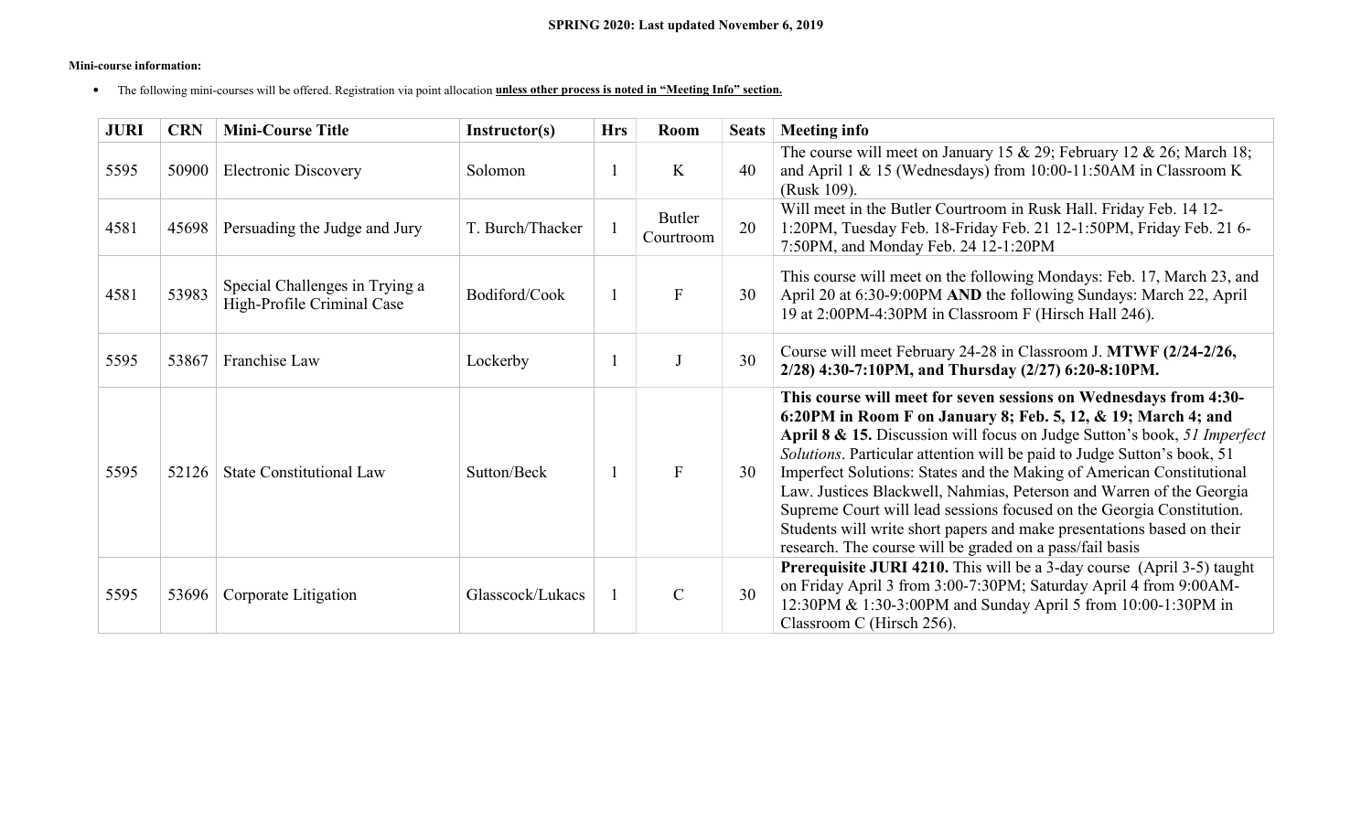**SPRING 2020: Last updated November 6, 2019**

**Mini-course information:**

- The following mini-courses will be offered. Registration via point allocation **unless other process is noted in "Meeting Info" section.**

| JURI | CRN | Mini-Course Title | Instructor(s) | Hrs | Room | Seats | Meeting info |
|---|---|---|---|---|---|---|---|
| 5595 | 50900 | Electronic Discovery | Solomon | 1 | K | 40 | The course will meet on January 15 & 29; February 12 & 26; March 18; and April 1 & 15 (Wednesdays) from 10:00-11:50AM in Classroom K (Rusk 109). |
| 4581 | 45698 | Persuading the Judge and Jury | T. Burch/Thacker | 1 | Butler Courtroom | 20 | Will meet in the Butler Courtroom in Rusk Hall. Friday Feb. 14 12-1:20PM, Tuesday Feb. 18-Friday Feb. 21 12-1:50PM, Friday Feb. 21 6-7:50PM, and Monday Feb. 24 12-1:20PM |
| 4581 | 53983 | Special Challenges in Trying a High-Profile Criminal Case | Bodiford/Cook | 1 | F | 30 | This course will meet on the following Mondays: Feb. 17, March 23, and April 20 at 6:30-9:00PM **AND** the following Sundays: March 22, April 19 at 2:00PM-4:30PM in Classroom F (Hirsch Hall 246). |
| 5595 | 53867 | Franchise Law | Lockerby | 1 | J | 30 | Course will meet February 24-28 in Classroom J. **MTWF (2/24-2/26, 2/28) 4:30-7:10PM, and Thursday (2/27) 6:20-8:10PM.** |
| 5595 | 52126 | State Constitutional Law | Sutton/Beck | 1 | F | 30 | **This course will meet for seven sessions on Wednesdays from 4:30-6:20PM in Room F on January 8; Feb. 5, 12, & 19; March 4; and April 8 & 15.** Discussion will focus on Judge Sutton's book, *51 Imperfect Solutions*. Particular attention will be paid to Judge Sutton's book, 51 Imperfect Solutions: States and the Making of American Constitutional Law. Justices Blackwell, Nahmias, Peterson and Warren of the Georgia Supreme Court will lead sessions focused on the Georgia Constitution. Students will write short papers and make presentations based on their research. The course will be graded on a pass/fail basis |
| 5595 | 53696 | Corporate Litigation | Glasscock/Lukacs | 1 | C | 30 | **Prerequisite JURI 4210.** This will be a 3-day course (April 3-5) taught on Friday April 3 from 3:00-7:30PM; Saturday April 4 from 9:00AM-12:30PM & 1:30-3:00PM and Sunday April 5 from 10:00-1:30PM in Classroom C (Hirsch 256). |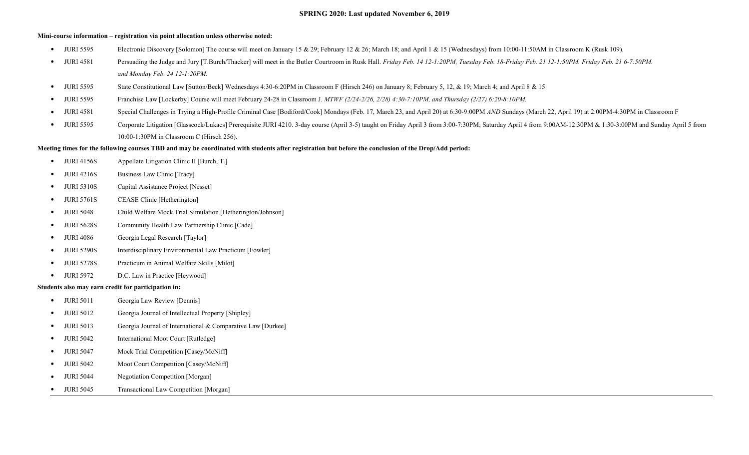**SPRING 2020: Last updated November 6, 2019**

**Mini-course information – registration via point allocation unless otherwise noted:**

- JURI 5595 Electronic Discovery [Solomon] The course will meet on January 15 & 29; February 12 & 26; March 18; and April 1 & 15 (Wednesdays) from 10:00-11:50AM in Classroom K (Rusk 109).
- JURI 4581 Persuading the Judge and Jury [T.Burch/Thacker] will meet in the Butler Courtroom in Rusk Hall. *Friday Feb. 14 12-1:20PM, Tuesday Feb. 18-Friday Feb. 21 12-1:50PM. Friday Feb. 21 6-7:50PM. and Monday Feb. 24 12-1:20PM.*
- JURI 5595 State Constitutional Law [Sutton/Beck] Wednesdays 4:30-6:20PM in Classroom F (Hirsch 246) on January 8; February 5, 12, & 19; March 4; and April 8 & 15
- JURI 5595 Franchise Law [Lockerby] Course will meet February 24-28 in Classroom J. *MTWF (2/24-2/26, 2/28) 4:30-7:10PM, and Thursday (2/27) 6:20-8:10PM.*
- JURI 4581 Special Challenges in Trying a High-Profile Criminal Case [Bodiford/Cook] Mondays (Feb. 17, March 23, and April 20) at 6:30-9:00PM *AND* Sundays (March 22, April 19) at 2:00PM-4:30PM in Classroom F
- JURI 5595 Corporate Litigation [Glasscock/Lukacs] Prerequisite JURI 4210. 3-day course (April 3-5) taught on Friday April 3 from 3:00-7:30PM; Saturday April 4 from 9:00AM-12:30PM & 1:30-3:00PM and Sunday April 5 from 10:00-1:30PM in Classroom C (Hirsch 256).

**Meeting times for the following courses TBD and may be coordinated with students after registration but before the conclusion of the Drop/Add period:**

- JURI 4156S Appellate Litigation Clinic II [Burch, T.]
- JURI 4216S Business Law Clinic [Tracy]
- JURI 5310S Capital Assistance Project [Nesset]
- JURI 5761S CEASE Clinic [Hetherington]
- JURI 5048 Child Welfare Mock Trial Simulation [Hetherington/Johnson]
- JURI 5628S Community Health Law Partnership Clinic [Cade]
- JURI 4086 Georgia Legal Research [Taylor]
- JURI 5290S Interdisciplinary Environmental Law Practicum [Fowler]
- JURI 5278S Practicum in Animal Welfare Skills [Milot]
- JURI 5972 D.C. Law in Practice [Heywood]

**Students also may earn credit for participation in:**

- JURI 5011 Georgia Law Review [Dennis]
- JURI 5012 Georgia Journal of Intellectual Property [Shipley]
- JURI 5013 Georgia Journal of International & Comparative Law [Durkee]
- JURI 5042 International Moot Court [Rutledge]
- JURI 5047 Mock Trial Competition [Casey/McNiff]
- JURI 5042 Moot Court Competition [Casey/McNiff]
- JURI 5044 Negotiation Competition [Morgan]
- JURI 5045 Transactional Law Competition [Morgan]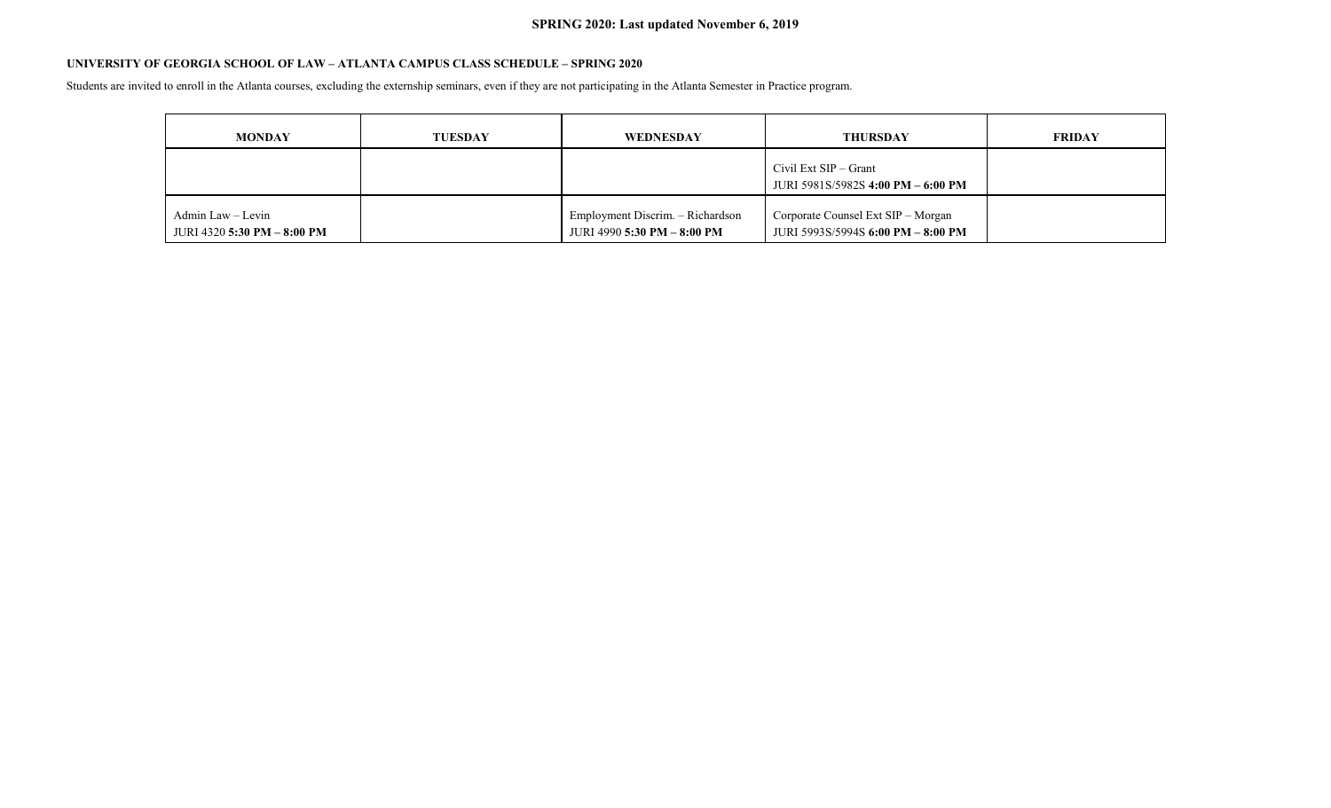**SPRING 2020: Last updated November 6, 2019**

**UNIVERSITY OF GEORGIA SCHOOL OF LAW – ATLANTA CAMPUS CLASS SCHEDULE – SPRING 2020**

Students are invited to enroll in the Atlanta courses, excluding the externship seminars, even if they are not participating in the Atlanta Semester in Practice program.

| MONDAY | TUESDAY | WEDNESDAY | THURSDAY | FRIDAY |
|---|---|---|---|---|
| | | | Civil Ext SIP – Grant<br>JURI 5981S/5982S **4:00 PM – 6:00 PM** | |
| Admin Law – Levin<br>JURI 4320 **5:30 PM – 8:00 PM** | | Employment Discrim. – Richardson<br>JURI 4990 **5:30 PM – 8:00 PM** | Corporate Counsel Ext SIP – Morgan<br>JURI 5993S/5994S **6:00 PM – 8:00 PM** | |